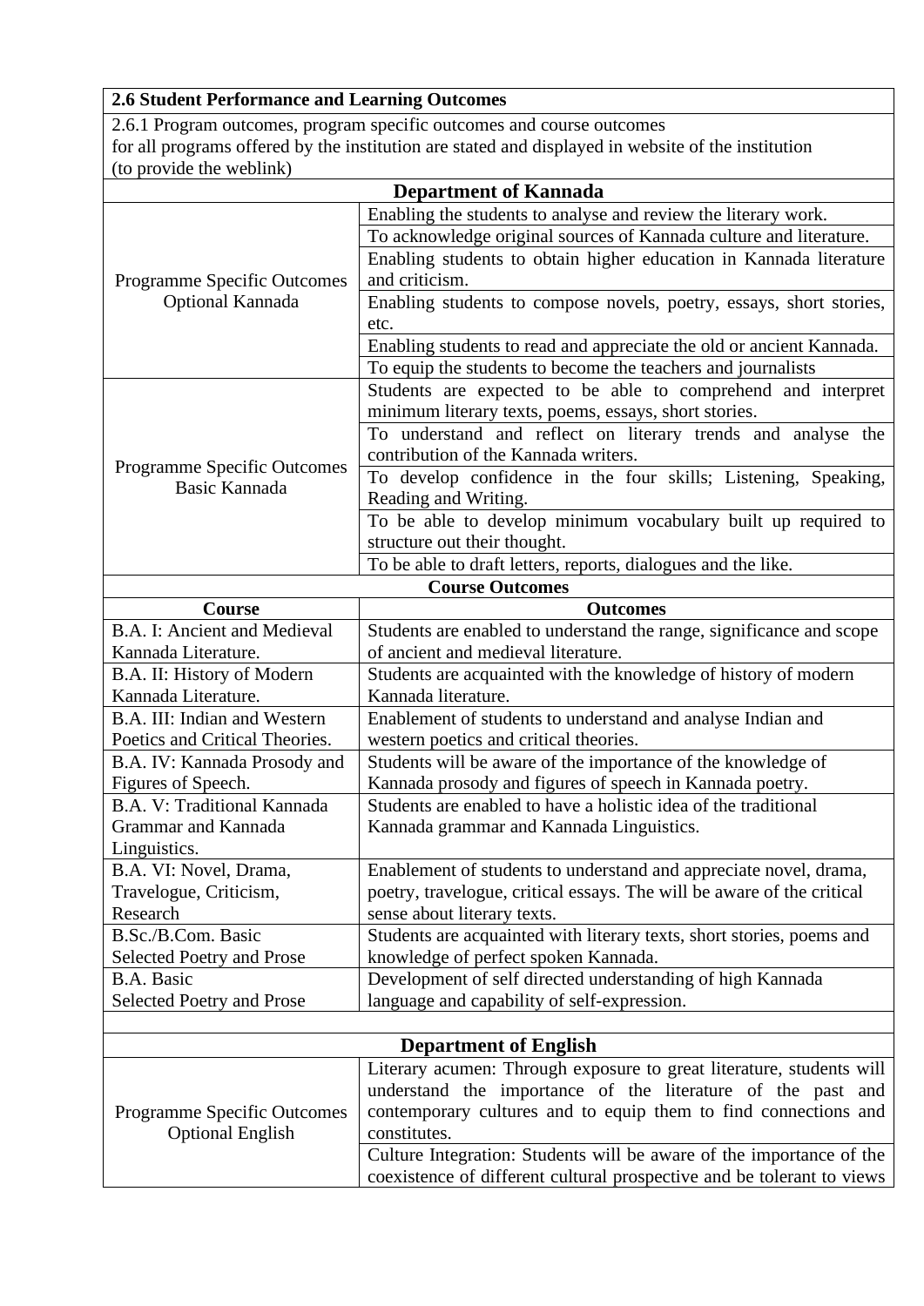**2.6 Student Performance and Learning Outcomes**

2.6.1 Program outcomes, program specific outcomes and course outcomes for all programs offered by the institution are stated and displayed in website of the institution (to provide the weblink)

## Department of Kannada

| | |
|---|---|
| Programme Specific Outcomes Optional Kannada | Enabling the students to analyse and review the literary work. |
| | To acknowledge original sources of Kannada culture and literature. |
| | Enabling students to obtain higher education in Kannada literature and criticism. |
| | Enabling students to compose novels, poetry, essays, short stories, etc. |
| | Enabling students to read and appreciate the old or ancient Kannada. |
| | To equip the students to become the teachers and journalists |
| Programme Specific Outcomes Basic Kannada | Students are expected to be able to comprehend and interpret minimum literary texts, poems, essays, short stories. |
| | To understand and reflect on literary trends and analyse the contribution of the Kannada writers. |
| | To develop confidence in the four skills; Listening, Speaking, Reading and Writing. |
| | To be able to develop minimum vocabulary built up required to structure out their thought. |
| | To be able to draft letters, reports, dialogues and the like. |

**Course Outcomes**

| Course | Outcomes |
|---|---|
| B.A. I: Ancient and Medieval Kannada Literature. | Students are enabled to understand the range, significance and scope of ancient and medieval literature. |
| B.A. II: History of Modern Kannada Literature. | Students are acquainted with the knowledge of history of modern Kannada literature. |
| B.A. III: Indian and Western Poetics and Critical Theories. | Enablement of students to understand and analyse Indian and western poetics and critical theories. |
| B.A. IV: Kannada Prosody and Figures of Speech. | Students will be aware of the importance of the knowledge of Kannada prosody and figures of speech in Kannada poetry. |
| B.A. V: Traditional Kannada Grammar and Kannada Linguistics. | Students are enabled to have a holistic idea of the traditional Kannada grammar and Kannada Linguistics. |
| B.A. VI: Novel, Drama, Travelogue, Criticism, Research | Enablement of students to understand and appreciate novel, drama, poetry, travelogue, critical essays. The will be aware of the critical sense about literary texts. |
| B.Sc./B.Com. Basic Selected Poetry and Prose | Students are acquainted with literary texts, short stories, poems and knowledge of perfect spoken Kannada. |
| B.A. Basic Selected Poetry and Prose | Development of self directed understanding of high Kannada language and capability of self-expression. |

## Department of English

| | |
|---|---|
| Programme Specific Outcomes Optional English | Literary acumen: Through exposure to great literature, students will understand the importance of the literature of the past and contemporary cultures and to equip them to find connections and constitutes. |
| | Culture Integration: Students will be aware of the importance of the coexistence of different cultural prospective and be tolerant to views |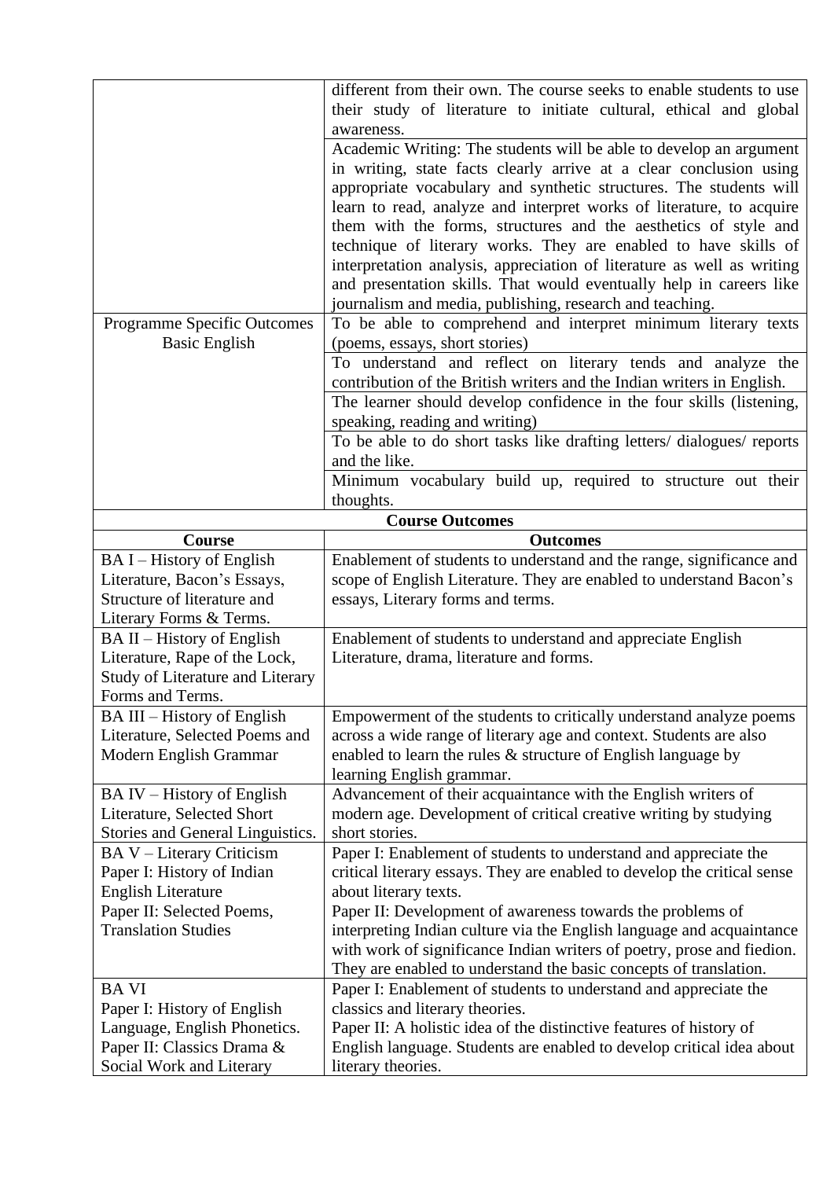|  |  |
|---|---|
|  | different from their own. The course seeks to enable students to use their study of literature to initiate cultural, ethical and global awareness. |
|  | Academic Writing: The students will be able to develop an argument in writing, state facts clearly arrive at a clear conclusion using appropriate vocabulary and synthetic structures. The students will learn to read, analyze and interpret works of literature, to acquire them with the forms, structures and the aesthetics of style and technique of literary works. They are enabled to have skills of interpretation analysis, appreciation of literature as well as writing and presentation skills. That would eventually help in careers like journalism and media, publishing, research and teaching. |
| Programme Specific Outcomes Basic English | To be able to comprehend and interpret minimum literary texts (poems, essays, short stories) |
|  | To understand and reflect on literary tends and analyze the contribution of the British writers and the Indian writers in English. |
|  | The learner should develop confidence in the four skills (listening, speaking, reading and writing) |
|  | To be able to do short tasks like drafting letters/ dialogues/ reports and the like. |
|  | Minimum vocabulary build up, required to structure out their thoughts. |

**Course Outcomes**

| Course | Outcomes |
|---|---|
| BA I – History of English Literature, Bacon's Essays, Structure of literature and Literary Forms & Terms. | Enablement of students to understand and the range, significance and scope of English Literature. They are enabled to understand Bacon's essays, Literary forms and terms. |
| BA II – History of English Literature, Rape of the Lock, Study of Literature and Literary Forms and Terms. | Enablement of students to understand and appreciate English Literature, drama, literature and forms. |
| BA III – History of English Literature, Selected Poems and Modern English Grammar | Empowerment of the students to critically understand analyze poems across a wide range of literary age and context. Students are also enabled to learn the rules & structure of English language by learning English grammar. |
| BA IV – History of English Literature, Selected Short Stories and General Linguistics. | Advancement of their acquaintance with the English writers of modern age. Development of critical creative writing by studying short stories. |
| BA V – Literary Criticism Paper I: History of Indian English Literature Paper II: Selected Poems, Translation Studies | Paper I: Enablement of students to understand and appreciate the critical literary essays. They are enabled to develop the critical sense about literary texts. Paper II: Development of awareness towards the problems of interpreting Indian culture via the English language and acquaintance with work of significance Indian writers of poetry, prose and fiedion. They are enabled to understand the basic concepts of translation. |
| BA VI Paper I: History of English Language, English Phonetics. Paper II: Classics Drama & Social Work and Literary | Paper I: Enablement of students to understand and appreciate the classics and literary theories. Paper II: A holistic idea of the distinctive features of history of English language. Students are enabled to develop critical idea about literary theories. |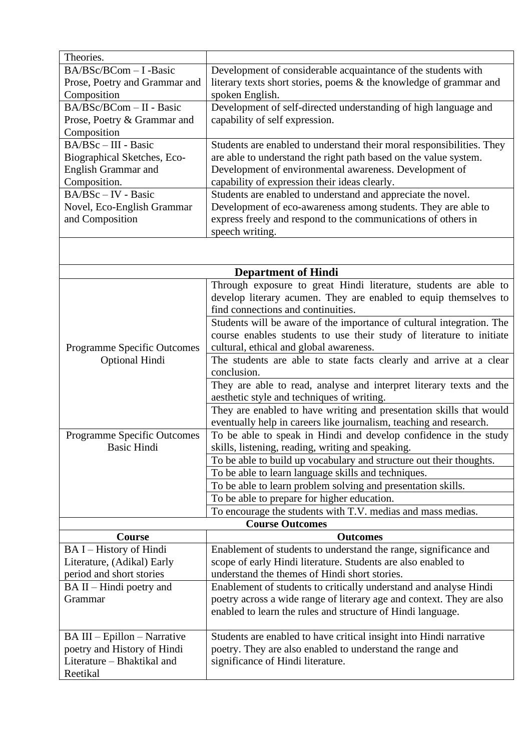| | |
|---|---|
| Theories. | |
| BA/BSc/BCom – I -Basic Prose, Poetry and Grammar and Composition | Development of considerable acquaintance of the students with literary texts short stories, poems & the knowledge of grammar and spoken English. |
| BA/BSc/BCom – II - Basic Prose, Poetry & Grammar and Composition | Development of self-directed understanding of high language and capability of self expression. |
| BA/BSc – III - Basic Biographical Sketches, Eco-English Grammar and Composition. | Students are enabled to understand their moral responsibilities. They are able to understand the right path based on the value system. Development of environmental awareness. Development of capability of expression their ideas clearly. |
| BA/BSc – IV - Basic Novel, Eco-English Grammar and Composition | Students are enabled to understand and appreciate the novel. Development of eco-awareness among students. They are able to express freely and respond to the communications of others in speech writing. |

| **Department of Hindi** | |
|---|---|
| Programme Specific Outcomes Optional Hindi | Through exposure to great Hindi literature, students are able to develop literary acumen. They are enabled to equip themselves to find connections and continuities. |
| | Students will be aware of the importance of cultural integration. The course enables students to use their study of literature to initiate cultural, ethical and global awareness. |
| | The students are able to state facts clearly and arrive at a clear conclusion. |
| | They are able to read, analyse and interpret literary texts and the aesthetic style and techniques of writing. |
| | They are enabled to have writing and presentation skills that would eventually help in careers like journalism, teaching and research. |
| Programme Specific Outcomes Basic Hindi | To be able to speak in Hindi and develop confidence in the study skills, listening, reading, writing and speaking. |
| | To be able to build up vocabulary and structure out their thoughts. |
| | To be able to learn language skills and techniques. |
| | To be able to learn problem solving and presentation skills. |
| | To be able to prepare for higher education. |
| | To encourage the students with T.V. medias and mass medias. |
| **Course Outcomes** | |
| **Course** | **Outcomes** |
| BA I – History of Hindi Literature, (Adikal) Early period and short stories | Enablement of students to understand the range, significance and scope of early Hindi literature. Students are also enabled to understand the themes of Hindi short stories. |
| BA II – Hindi poetry and Grammar | Enablement of students to critically understand and analyse Hindi poetry across a wide range of literary age and context. They are also enabled to learn the rules and structure of Hindi language. |
| BA III – Epillon – Narrative poetry and History of Hindi Literature – Bhaktikal and Reetikal | Students are enabled to have critical insight into Hindi narrative poetry. They are also enabled to understand the range and significance of Hindi literature. |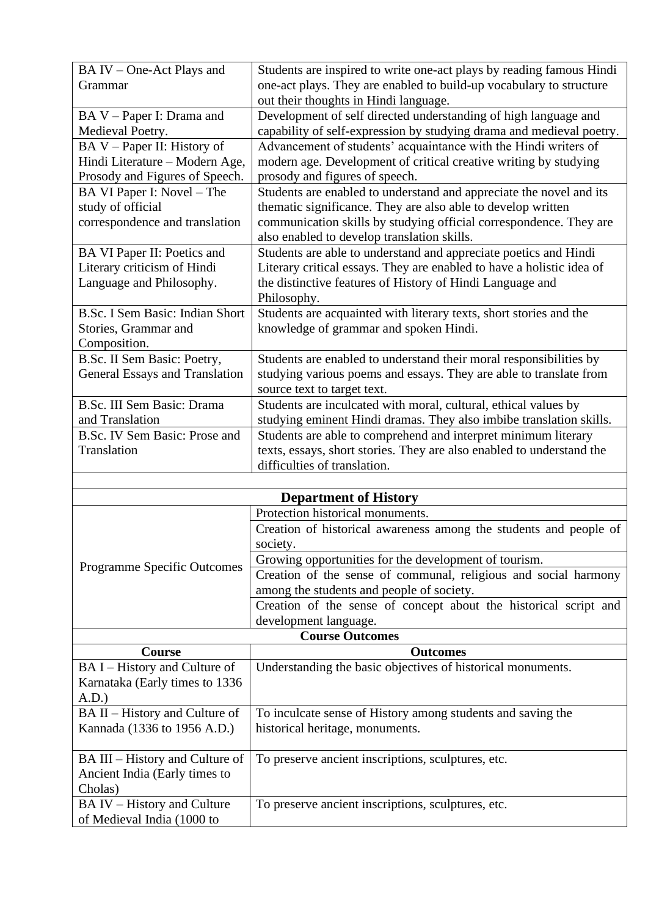| | |
|---|---|
| BA IV – One-Act Plays and Grammar | Students are inspired to write one-act plays by reading famous Hindi one-act plays. They are enabled to build-up vocabulary to structure out their thoughts in Hindi language. |
| BA V – Paper I: Drama and Medieval Poetry. | Development of self directed understanding of high language and capability of self-expression by studying drama and medieval poetry. |
| BA V – Paper II: History of Hindi Literature – Modern Age, Prosody and Figures of Speech. | Advancement of students' acquaintance with the Hindi writers of modern age. Development of critical creative writing by studying prosody and figures of speech. |
| BA VI Paper I: Novel – The study of official correspondence and translation | Students are enabled to understand and appreciate the novel and its thematic significance. They are also able to develop written communication skills by studying official correspondence. They are also enabled to develop translation skills. |
| BA VI Paper II: Poetics and Literary criticism of Hindi Language and Philosophy. | Students are able to understand and appreciate poetics and Hindi Literary critical essays. They are enabled to have a holistic idea of the distinctive features of History of Hindi Language and Philosophy. |
| B.Sc. I Sem Basic: Indian Short Stories, Grammar and Composition. | Students are acquainted with literary texts, short stories and the knowledge of grammar and spoken Hindi. |
| B.Sc. II Sem Basic: Poetry, General Essays and Translation | Students are enabled to understand their moral responsibilities by studying various poems and essays. They are able to translate from source text to target text. |
| B.Sc. III Sem Basic: Drama and Translation | Students are inculcated with moral, cultural, ethical values by studying eminent Hindi dramas. They also imbibe translation skills. |
| B.Sc. IV Sem Basic: Prose and Translation | Students are able to comprehend and interpret minimum literary texts, essays, short stories. They are also enabled to understand the difficulties of translation. |

## Department of History

| | |
|---|---|
| Programme Specific Outcomes | Protection historical monuments. |
| | Creation of historical awareness among the students and people of society. |
| | Growing opportunities for the development of tourism. |
| | Creation of the sense of communal, religious and social harmony among the students and people of society. |
| | Creation of the sense of concept about the historical script and development language. |

**Course Outcomes**

| Course | Outcomes |
|---|---|
| BA I – History and Culture of Karnataka (Early times to 1336 A.D.) | Understanding the basic objectives of historical monuments. |
| BA II – History and Culture of Kannada (1336 to 1956 A.D.) | To inculcate sense of History among students and saving the historical heritage, monuments. |
| BA III – History and Culture of Ancient India (Early times to Cholas) | To preserve ancient inscriptions, sculptures, etc. |
| BA IV – History and Culture of Medieval India (1000 to | To preserve ancient inscriptions, sculptures, etc. |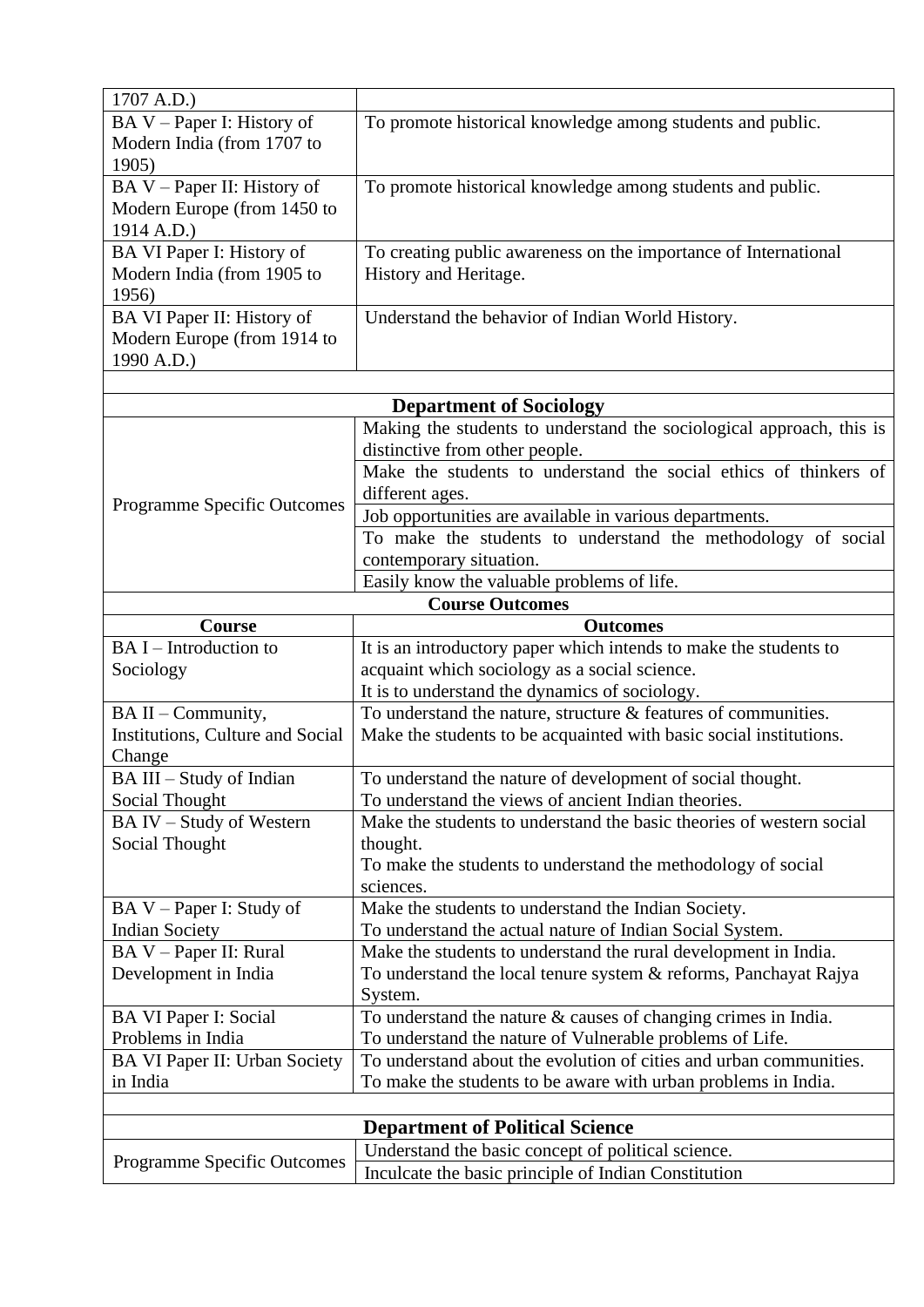| | |
|---|---|
| 1707 A.D.) | |
| BA V – Paper I: History of Modern India (from 1707 to 1905) | To promote historical knowledge among students and public. |
| BA V – Paper II: History of Modern Europe (from 1450 to 1914 A.D.) | To promote historical knowledge among students and public. |
| BA VI Paper I: History of Modern India (from 1905 to 1956) | To creating public awareness on the importance of International History and Heritage. |
| BA VI Paper II: History of Modern Europe (from 1914 to 1990 A.D.) | Understand the behavior of Indian World History. |

## Department of Sociology

| | |
|---|---|
| Programme Specific Outcomes | Making the students to understand the sociological approach, this is distinctive from other people. |
| | Make the students to understand the social ethics of thinkers of different ages. |
| | Job opportunities are available in various departments. |
| | To make the students to understand the methodology of social contemporary situation. |
| | Easily know the valuable problems of life. |

**Course Outcomes**

| Course | Outcomes |
|---|---|
| BA I – Introduction to Sociology | It is an introductory paper which intends to make the students to acquaint which sociology as a social science.<br>It is to understand the dynamics of sociology. |
| BA II – Community, Institutions, Culture and Social Change | To understand the nature, structure & features of communities.<br>Make the students to be acquainted with basic social institutions. |
| BA III – Study of Indian Social Thought | To understand the nature of development of social thought.<br>To understand the views of ancient Indian theories. |
| BA IV – Study of Western Social Thought | Make the students to understand the basic theories of western social thought.<br>To make the students to understand the methodology of social sciences. |
| BA V – Paper I: Study of Indian Society | Make the students to understand the Indian Society.<br>To understand the actual nature of Indian Social System. |
| BA V – Paper II: Rural Development in India | Make the students to understand the rural development in India.<br>To understand the local tenure system & reforms, Panchayat Rajya System. |
| BA VI Paper I: Social Problems in India | To understand the nature & causes of changing crimes in India.<br>To understand the nature of Vulnerable problems of Life. |
| BA VI Paper II: Urban Society in India | To understand about the evolution of cities and urban communities.<br>To make the students to be aware with urban problems in India. |

## Department of Political Science

| | |
|---|---|
| Programme Specific Outcomes | Understand the basic concept of political science. |
| | Inculcate the basic principle of Indian Constitution |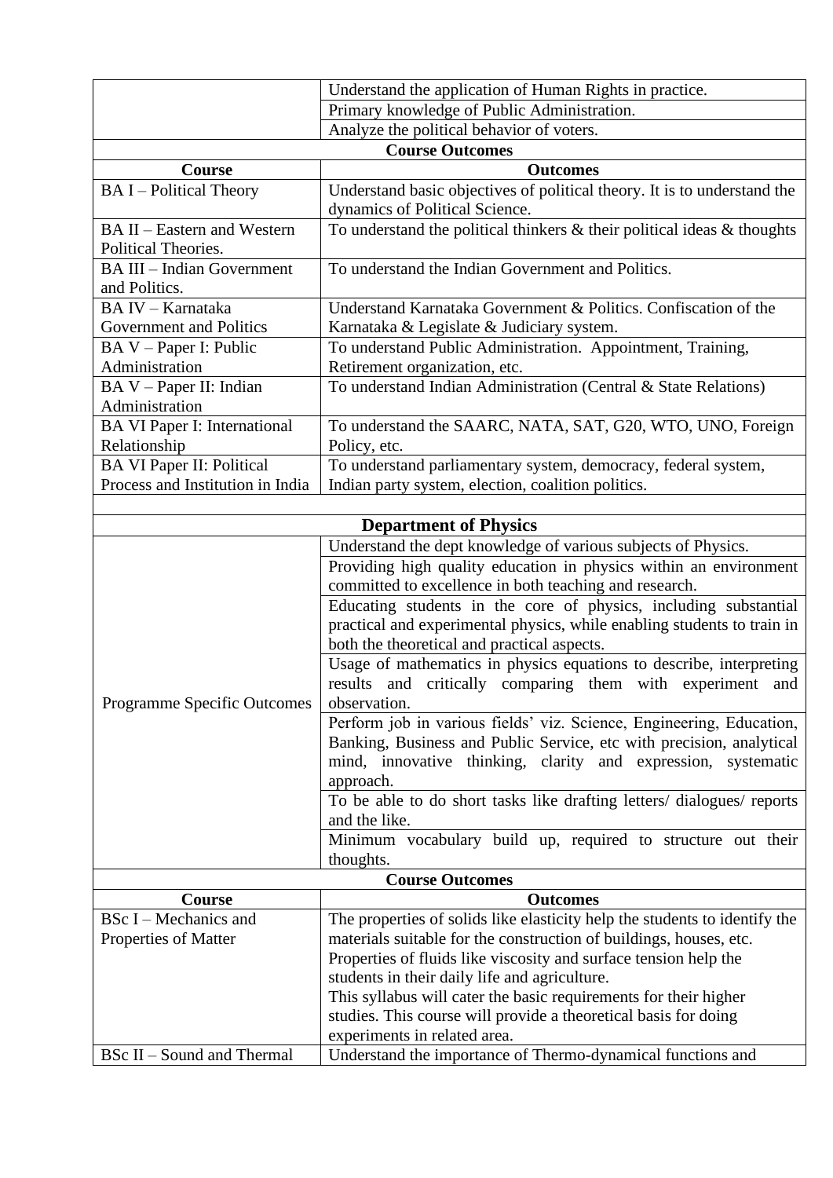| | |
|---|---|
| | Understand the application of Human Rights in practice. |
| | Primary knowledge of Public Administration. |
| | Analyze the political behavior of voters. |
| **Course Outcomes** | |
| **Course** | **Outcomes** |
| BA I – Political Theory | Understand basic objectives of political theory. It is to understand the dynamics of Political Science. |
| BA II – Eastern and Western Political Theories. | To understand the political thinkers & their political ideas & thoughts |
| BA III – Indian Government and Politics. | To understand the Indian Government and Politics. |
| BA IV – Karnataka Government and Politics | Understand Karnataka Government & Politics. Confiscation of the Karnataka & Legislate & Judiciary system. |
| BA V – Paper I: Public Administration | To understand Public Administration. Appointment, Training, Retirement organization, etc. |
| BA V – Paper II: Indian Administration | To understand Indian Administration (Central & State Relations) |
| BA VI Paper I: International Relationship | To understand the SAARC, NATA, SAT, G20, WTO, UNO, Foreign Policy, etc. |
| BA VI Paper II: Political Process and Institution in India | To understand parliamentary system, democracy, federal system, Indian party system, election, coalition politics. |

## Department of Physics

| | |
|---|---|
| Programme Specific Outcomes | Understand the dept knowledge of various subjects of Physics. |
| | Providing high quality education in physics within an environment committed to excellence in both teaching and research. |
| | Educating students in the core of physics, including substantial practical and experimental physics, while enabling students to train in both the theoretical and practical aspects. |
| | Usage of mathematics in physics equations to describe, interpreting results and critically comparing them with experiment and observation. |
| | Perform job in various fields' viz. Science, Engineering, Education, Banking, Business and Public Service, etc with precision, analytical mind, innovative thinking, clarity and expression, systematic approach. |
| | To be able to do short tasks like drafting letters/ dialogues/ reports and the like. |
| | Minimum vocabulary build up, required to structure out their thoughts. |
| **Course Outcomes** | |
| **Course** | **Outcomes** |
| BSc I – Mechanics and Properties of Matter | The properties of solids like elasticity help the students to identify the materials suitable for the construction of buildings, houses, etc. Properties of fluids like viscosity and surface tension help the students in their daily life and agriculture. This syllabus will cater the basic requirements for their higher studies. This course will provide a theoretical basis for doing experiments in related area. |
| BSc II – Sound and Thermal | Understand the importance of Thermo-dynamical functions and |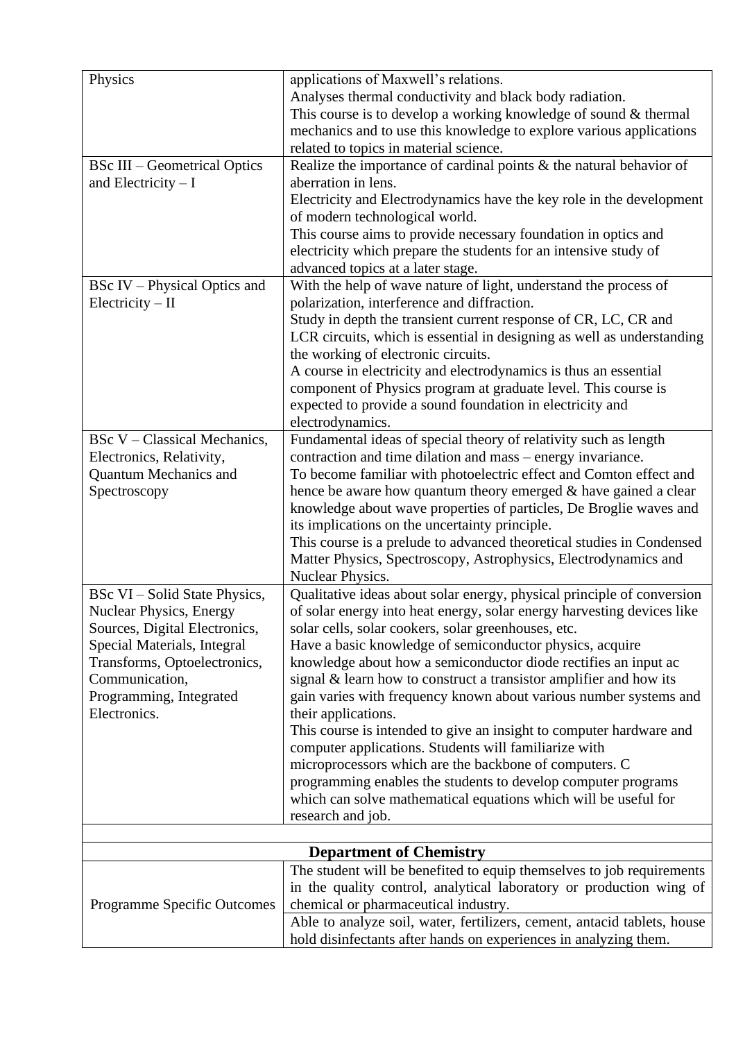| | |
|---|---|
| Physics | applications of Maxwell's relations.<br>Analyses thermal conductivity and black body radiation.<br>This course is to develop a working knowledge of sound & thermal mechanics and to use this knowledge to explore various applications related to topics in material science. |
| BSc III – Geometrical Optics and Electricity – I | Realize the importance of cardinal points & the natural behavior of aberration in lens.<br>Electricity and Electrodynamics have the key role in the development of modern technological world.<br>This course aims to provide necessary foundation in optics and electricity which prepare the students for an intensive study of advanced topics at a later stage. |
| BSc IV – Physical Optics and Electricity – II | With the help of wave nature of light, understand the process of polarization, interference and diffraction.<br>Study in depth the transient current response of CR, LC, CR and LCR circuits, which is essential in designing as well as understanding the working of electronic circuits.<br>A course in electricity and electrodynamics is thus an essential component of Physics program at graduate level. This course is expected to provide a sound foundation in electricity and electrodynamics. |
| BSc V – Classical Mechanics, Electronics, Relativity, Quantum Mechanics and Spectroscopy | Fundamental ideas of special theory of relativity such as length contraction and time dilation and mass – energy invariance.<br>To become familiar with photoelectric effect and Comton effect and hence be aware how quantum theory emerged & have gained a clear knowledge about wave properties of particles, De Broglie waves and its implications on the uncertainty principle.<br>This course is a prelude to advanced theoretical studies in Condensed Matter Physics, Spectroscopy, Astrophysics, Electrodynamics and Nuclear Physics. |
| BSc VI – Solid State Physics, Nuclear Physics, Energy Sources, Digital Electronics, Special Materials, Integral Transforms, Optoelectronics, Communication, Programming, Integrated Electronics. | Qualitative ideas about solar energy, physical principle of conversion of solar energy into heat energy, solar energy harvesting devices like solar cells, solar cookers, solar greenhouses, etc.<br>Have a basic knowledge of semiconductor physics, acquire knowledge about how a semiconductor diode rectifies an input ac signal & learn how to construct a transistor amplifier and how its gain varies with frequency known about various number systems and their applications.<br>This course is intended to give an insight to computer hardware and computer applications. Students will familiarize with microprocessors which are the backbone of computers. C programming enables the students to develop computer programs which can solve mathematical equations which will be useful for research and job. |

| **Department of Chemistry** | |
|---|---|
| Programme Specific Outcomes | The student will be benefited to equip themselves to job requirements in the quality control, analytical laboratory or production wing of chemical or pharmaceutical industry. |
| | Able to analyze soil, water, fertilizers, cement, antacid tablets, house hold disinfectants after hands on experiences in analyzing them. |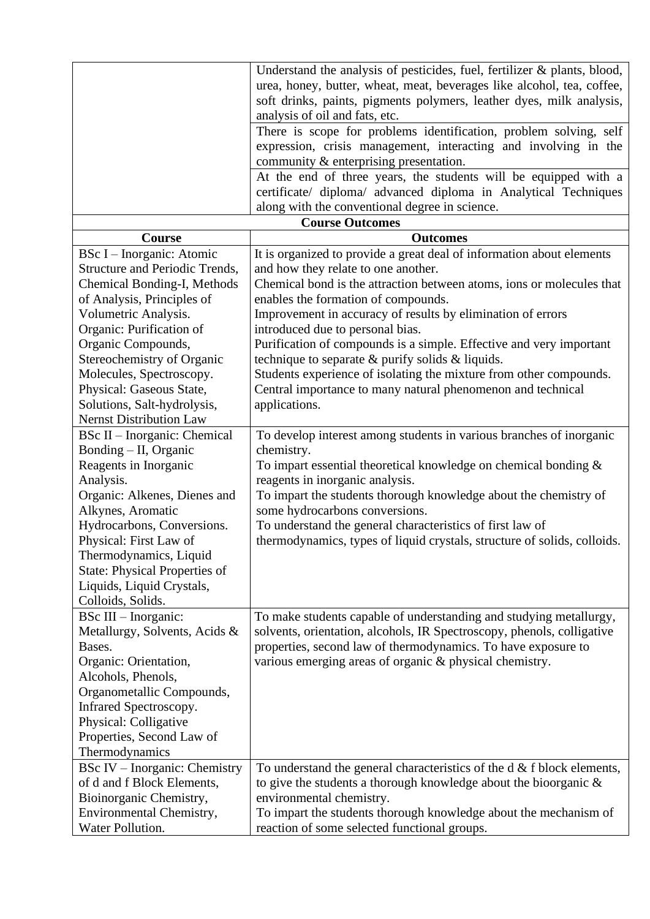| | |
|---|---|
| | Understand the analysis of pesticides, fuel, fertilizer & plants, blood, urea, honey, butter, wheat, meat, beverages like alcohol, tea, coffee, soft drinks, paints, pigments polymers, leather dyes, milk analysis, analysis of oil and fats, etc. |
| | There is scope for problems identification, problem solving, self expression, crisis management, interacting and involving in the community & enterprising presentation. |
| | At the end of three years, the students will be equipped with a certificate/ diploma/ advanced diploma in Analytical Techniques along with the conventional degree in science. |

**Course Outcomes**

| **Course** | **Outcomes** |
|---|---|
| BSc I – Inorganic: Atomic Structure and Periodic Trends, Chemical Bonding-I, Methods of Analysis, Principles of Volumetric Analysis.<br>Organic: Purification of Organic Compounds, Stereochemistry of Organic Molecules, Spectroscopy.<br>Physical: Gaseous State, Solutions, Salt-hydrolysis, Nernst Distribution Law | It is organized to provide a great deal of information about elements and how they relate to one another.<br>Chemical bond is the attraction between atoms, ions or molecules that enables the formation of compounds.<br>Improvement in accuracy of results by elimination of errors introduced due to personal bias.<br>Purification of compounds is a simple. Effective and very important technique to separate & purify solids & liquids.<br>Students experience of isolating the mixture from other compounds.<br>Central importance to many natural phenomenon and technical applications. |
| BSc II – Inorganic: Chemical Bonding – II, Organic Reagents in Inorganic Analysis.<br>Organic: Alkenes, Dienes and Alkynes, Aromatic Hydrocarbons, Conversions.<br>Physical: First Law of Thermodynamics, Liquid State: Physical Properties of Liquids, Liquid Crystals, Colloids, Solids. | To develop interest among students in various branches of inorganic chemistry.<br>To impart essential theoretical knowledge on chemical bonding & reagents in inorganic analysis.<br>To impart the students thorough knowledge about the chemistry of some hydrocarbons conversions.<br>To understand the general characteristics of first law of thermodynamics, types of liquid crystals, structure of solids, colloids. |
| BSc III – Inorganic: Metallurgy, Solvents, Acids & Bases.<br>Organic: Orientation, Alcohols, Phenols, Organometallic Compounds, Infrared Spectroscopy.<br>Physical: Colligative Properties, Second Law of Thermodynamics | To make students capable of understanding and studying metallurgy, solvents, orientation, alcohols, IR Spectroscopy, phenols, colligative properties, second law of thermodynamics. To have exposure to various emerging areas of organic & physical chemistry. |
| BSc IV – Inorganic: Chemistry of d and f Block Elements, Bioinorganic Chemistry, Environmental Chemistry, Water Pollution. | To understand the general characteristics of the d & f block elements, to give the students a thorough knowledge about the bioorganic & environmental chemistry.<br>To impart the students thorough knowledge about the mechanism of reaction of some selected functional groups. |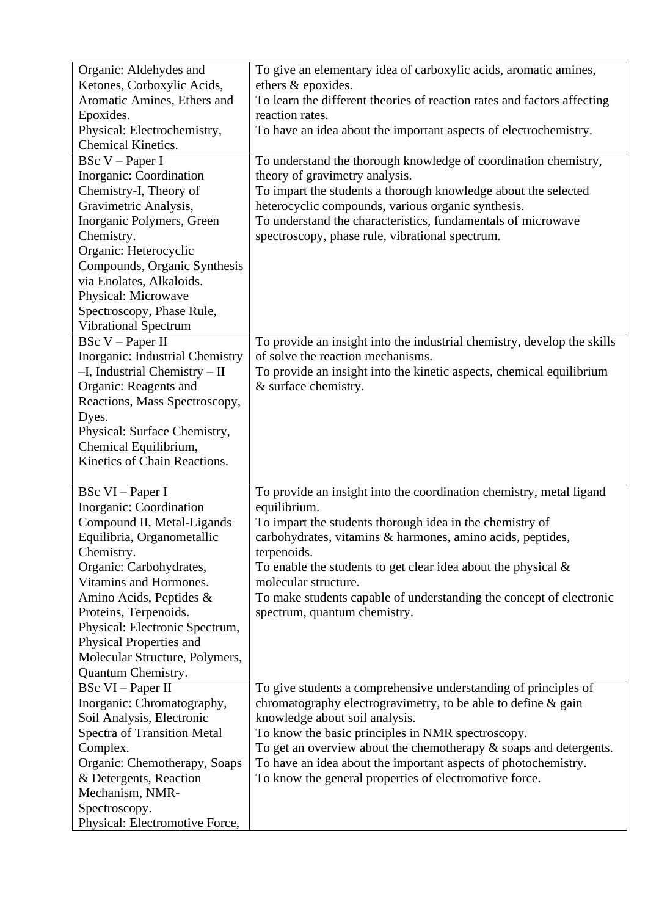| | |
|---|---|
| Organic: Aldehydes and Ketones, Corboxylic Acids, Aromatic Amines, Ethers and Epoxides.<br>Physical: Electrochemistry, Chemical Kinetics. | To give an elementary idea of carboxylic acids, aromatic amines, ethers & epoxides.<br>To learn the different theories of reaction rates and factors affecting reaction rates.<br>To have an idea about the important aspects of electrochemistry. |
| BSc V – Paper I<br>Inorganic: Coordination Chemistry-I, Theory of Gravimetric Analysis, Inorganic Polymers, Green Chemistry.<br>Organic: Heterocyclic Compounds, Organic Synthesis via Enolates, Alkaloids.<br>Physical: Microwave Spectroscopy, Phase Rule, Vibrational Spectrum | To understand the thorough knowledge of coordination chemistry, theory of gravimetry analysis.<br>To impart the students a thorough knowledge about the selected heterocyclic compounds, various organic synthesis.<br>To understand the characteristics, fundamentals of microwave spectroscopy, phase rule, vibrational spectrum. |
| BSc V – Paper II<br>Inorganic: Industrial Chemistry –I, Industrial Chemistry – II<br>Organic: Reagents and Reactions, Mass Spectroscopy, Dyes.<br>Physical: Surface Chemistry, Chemical Equilibrium, Kinetics of Chain Reactions. | To provide an insight into the industrial chemistry, develop the skills of solve the reaction mechanisms.<br>To provide an insight into the kinetic aspects, chemical equilibrium & surface chemistry. |
| BSc VI – Paper I<br>Inorganic: Coordination Compound II, Metal-Ligands Equilibria, Organometallic Chemistry.<br>Organic: Carbohydrates, Vitamins and Hormones. Amino Acids, Peptides & Proteins, Terpenoids.<br>Physical: Electronic Spectrum, Physical Properties and Molecular Structure, Polymers, Quantum Chemistry. | To provide an insight into the coordination chemistry, metal ligand equilibrium.<br>To impart the students thorough idea in the chemistry of carbohydrates, vitamins & harmones, amino acids, peptides, terpenoids.<br>To enable the students to get clear idea about the physical & molecular structure.<br>To make students capable of understanding the concept of electronic spectrum, quantum chemistry. |
| BSc VI – Paper II<br>Inorganic: Chromatography, Soil Analysis, Electronic Spectra of Transition Metal Complex.<br>Organic: Chemotherapy, Soaps & Detergents, Reaction Mechanism, NMR-Spectroscopy.<br>Physical: Electromotive Force, | To give students a comprehensive understanding of principles of chromatography electrogravimetry, to be able to define & gain knowledge about soil analysis.<br>To know the basic principles in NMR spectroscopy.<br>To get an overview about the chemotherapy & soaps and detergents.<br>To have an idea about the important aspects of photochemistry.<br>To know the general properties of electromotive force. |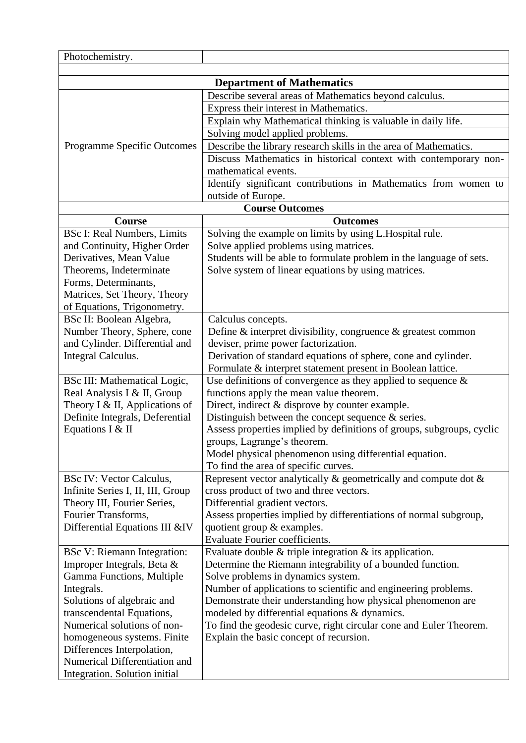| Photochemistry. | |
|---|---|
| | |
| **Department of Mathematics** | |
| Programme Specific Outcomes | Describe several areas of Mathematics beyond calculus. |
| | Express their interest in Mathematics. |
| | Explain why Mathematical thinking is valuable in daily life. |
| | Solving model applied problems. |
| | Describe the library research skills in the area of Mathematics. |
| | Discuss Mathematics in historical context with contemporary non-mathematical events. |
| | Identify significant contributions in Mathematics from women to outside of Europe. |
| **Course Outcomes** | |
| **Course** | **Outcomes** |
| BSc I: Real Numbers, Limits and Continuity, Higher Order Derivatives, Mean Value Theorems, Indeterminate Forms, Determinants, Matrices, Set Theory, Theory of Equations, Trigonometry. | Solving the example on limits by using L.Hospital rule.<br>Solve applied problems using matrices.<br>Students will be able to formulate problem in the language of sets.<br>Solve system of linear equations by using matrices. |
| BSc II: Boolean Algebra, Number Theory, Sphere, cone and Cylinder. Differential and Integral Calculus. | Calculus concepts.<br>Define & interpret divisibility, congruence & greatest common deviser, prime power factorization.<br>Derivation of standard equations of sphere, cone and cylinder.<br>Formulate & interpret statement present in Boolean lattice. |
| BSc III: Mathematical Logic, Real Analysis I & II, Group Theory I & II, Applications of Definite Integrals, Deferential Equations I & II | Use definitions of convergence as they applied to sequence & functions apply the mean value theorem.<br>Direct, indirect & disprove by counter example.<br>Distinguish between the concept sequence & series.<br>Assess properties implied by definitions of groups, subgroups, cyclic groups, Lagrange's theorem.<br>Model physical phenomenon using differential equation.<br>To find the area of specific curves. |
| BSc IV: Vector Calculus, Infinite Series I, II, III, Group Theory III, Fourier Series, Fourier Transforms, Differential Equations III &IV | Represent vector analytically & geometrically and compute dot & cross product of two and three vectors.<br>Differential gradient vectors.<br>Assess properties implied by differentiations of normal subgroup, quotient group & examples.<br>Evaluate Fourier coefficients. |
| BSc V: Riemann Integration: Improper Integrals, Beta & Gamma Functions, Multiple Integrals.<br>Solutions of algebraic and transcendental Equations, Numerical solutions of non-homogeneous systems. Finite Differences Interpolation, Numerical Differentiation and Integration. Solution initial | Evaluate double & triple integration & its application.<br>Determine the Riemann integrability of a bounded function.<br>Solve problems in dynamics system.<br>Number of applications to scientific and engineering problems.<br>Demonstrate their understanding how physical phenomenon are modeled by differential equations & dynamics.<br>To find the geodesic curve, right circular cone and Euler Theorem.<br>Explain the basic concept of recursion. |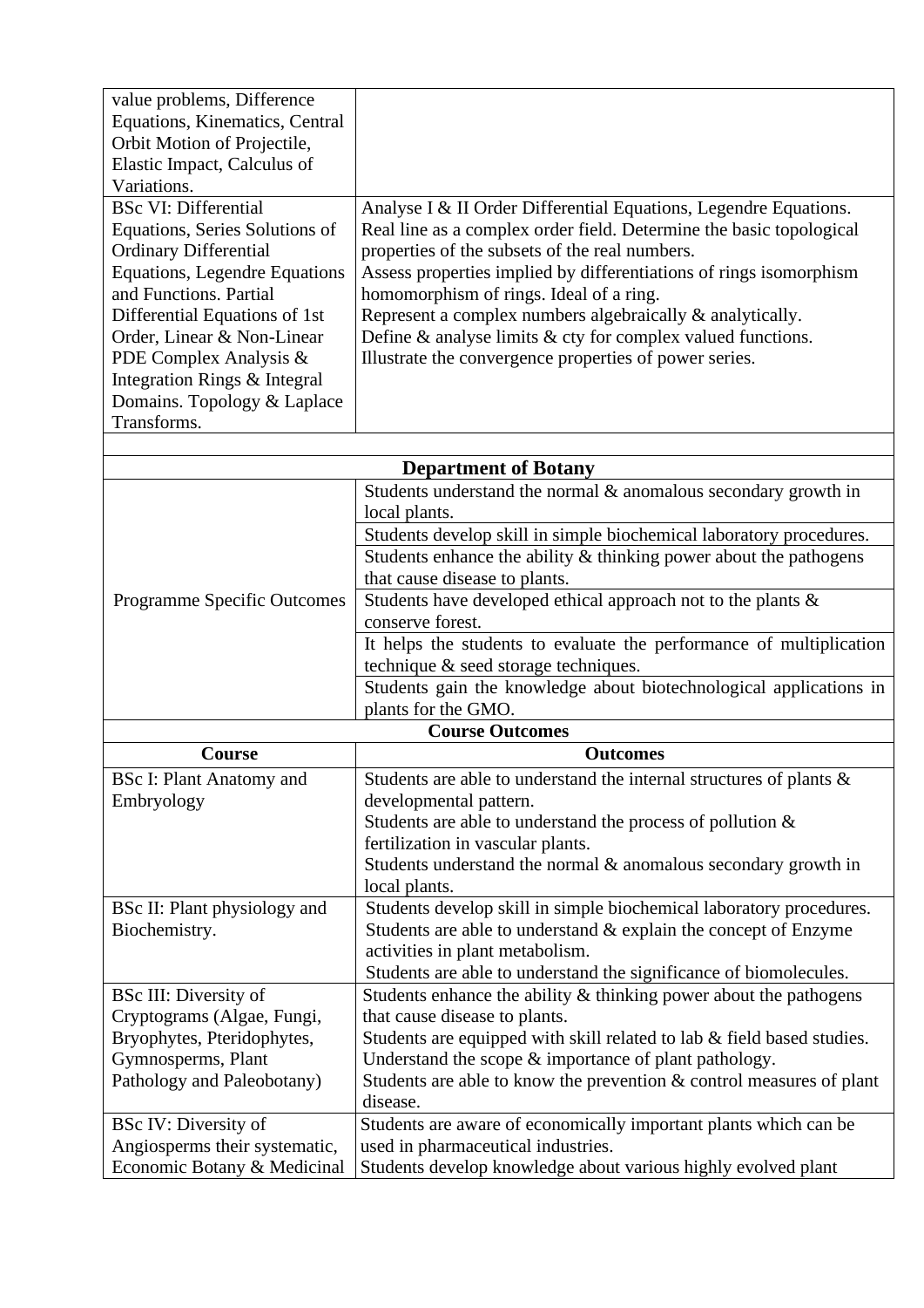| | |
|---|---|
| value problems, Difference Equations, Kinematics, Central Orbit Motion of Projectile, Elastic Impact, Calculus of Variations. | |
| BSc VI: Differential Equations, Series Solutions of Ordinary Differential Equations, Legendre Equations and Functions. Partial Differential Equations of 1st Order, Linear & Non-Linear PDE Complex Analysis & Integration Rings & Integral Domains. Topology & Laplace Transforms. | Analyse I & II Order Differential Equations, Legendre Equations.<br>Real line as a complex order field. Determine the basic topological properties of the subsets of the real numbers.<br>Assess properties implied by differentiations of rings isomorphism homomorphism of rings. Ideal of a ring.<br>Represent a complex numbers algebraically & analytically.<br>Define & analyse limits & cty for complex valued functions.<br>Illustrate the convergence properties of power series. |

| **Department of Botany** | |
|---|---|
| Programme Specific Outcomes | Students understand the normal & anomalous secondary growth in local plants. |
| | Students develop skill in simple biochemical laboratory procedures. |
| | Students enhance the ability & thinking power about the pathogens that cause disease to plants. |
| | Students have developed ethical approach not to the plants & conserve forest. |
| | It helps the students to evaluate the performance of multiplication technique & seed storage techniques. |
| | Students gain the knowledge about biotechnological applications in plants for the GMO. |
| **Course Outcomes** | |
| **Course** | **Outcomes** |
| BSc I: Plant Anatomy and Embryology | Students are able to understand the internal structures of plants & developmental pattern.<br>Students are able to understand the process of pollution & fertilization in vascular plants.<br>Students understand the normal & anomalous secondary growth in local plants. |
| BSc II: Plant physiology and Biochemistry. | Students develop skill in simple biochemical laboratory procedures.<br>Students are able to understand & explain the concept of Enzyme activities in plant metabolism.<br>Students are able to understand the significance of biomolecules. |
| BSc III: Diversity of Cryptograms (Algae, Fungi, Bryophytes, Pteridophytes, Gymnosperms, Plant Pathology and Paleobotany) | Students enhance the ability & thinking power about the pathogens that cause disease to plants.<br>Students are equipped with skill related to lab & field based studies.<br>Understand the scope & importance of plant pathology.<br>Students are able to know the prevention & control measures of plant disease. |
| BSc IV: Diversity of Angiosperms their systematic, Economic Botany & Medicinal | Students are aware of economically important plants which can be used in pharmaceutical industries.<br>Students develop knowledge about various highly evolved plant |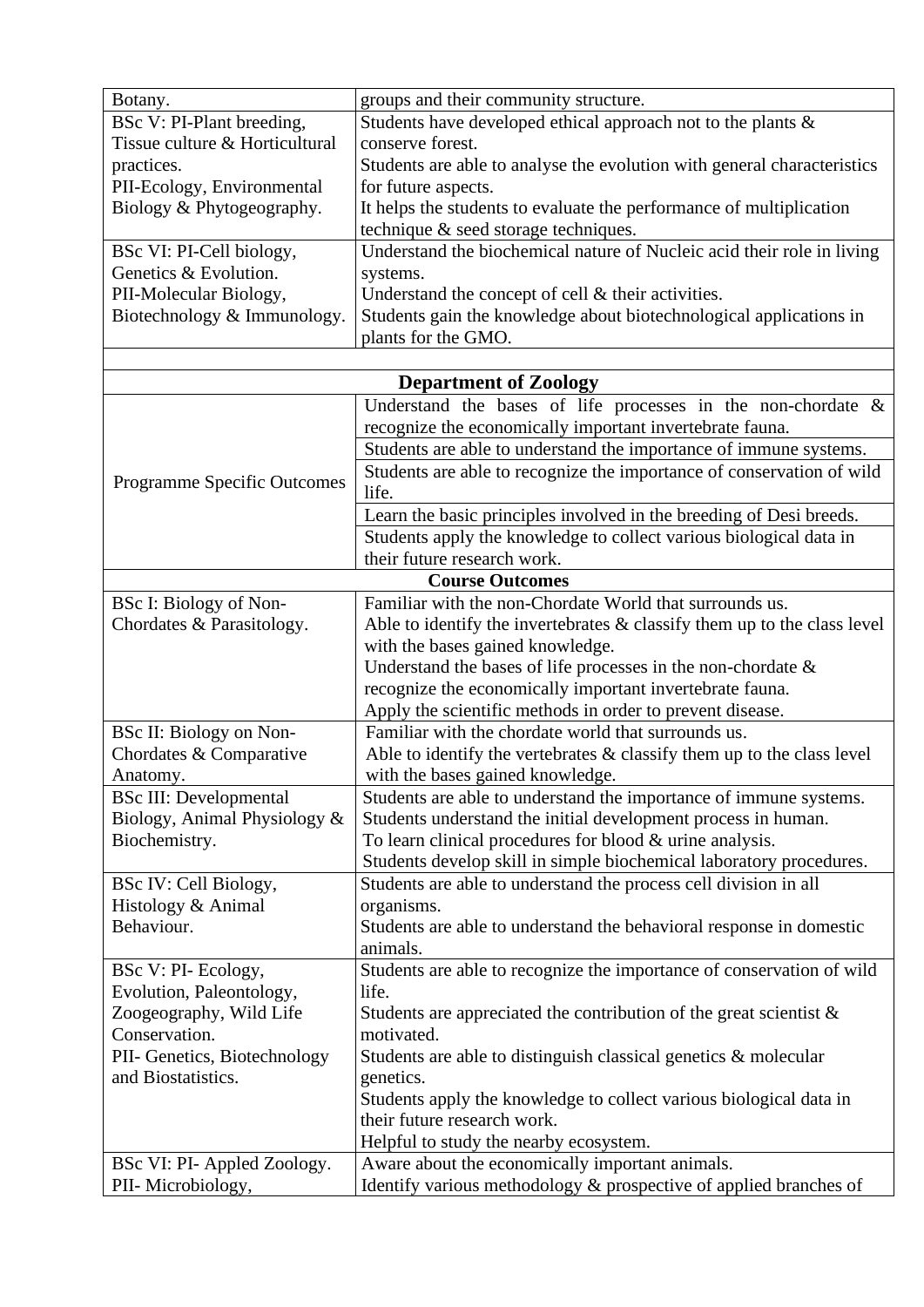| | |
|---|---|
| Botany. | groups and their community structure. |
| BSc V: PI-Plant breeding, Tissue culture & Horticultural practices. PII-Ecology, Environmental Biology & Phytogeography. | Students have developed ethical approach not to the plants & conserve forest. Students are able to analyse the evolution with general characteristics for future aspects. It helps the students to evaluate the performance of multiplication technique & seed storage techniques. |
| BSc VI: PI-Cell biology, Genetics & Evolution. PII-Molecular Biology, Biotechnology & Immunology. | Understand the biochemical nature of Nucleic acid their role in living systems. Understand the concept of cell & their activities. Students gain the knowledge about biotechnological applications in plants for the GMO. |
| | |
| **Department of Zoology** | |
| Programme Specific Outcomes | Understand the bases of life processes in the non-chordate & recognize the economically important invertebrate fauna. |
| | Students are able to understand the importance of immune systems. |
| | Students are able to recognize the importance of conservation of wild life. |
| | Learn the basic principles involved in the breeding of Desi breeds. |
| | Students apply the knowledge to collect various biological data in their future research work. |
| **Course Outcomes** | |
| BSc I: Biology of Non-Chordates & Parasitology. | Familiar with the non-Chordate World that surrounds us. Able to identify the invertebrates & classify them up to the class level with the bases gained knowledge. Understand the bases of life processes in the non-chordate & recognize the economically important invertebrate fauna. Apply the scientific methods in order to prevent disease. |
| BSc II: Biology on Non-Chordates & Comparative Anatomy. | Familiar with the chordate world that surrounds us. Able to identify the vertebrates & classify them up to the class level with the bases gained knowledge. |
| BSc III: Developmental Biology, Animal Physiology & Biochemistry. | Students are able to understand the importance of immune systems. Students understand the initial development process in human. To learn clinical procedures for blood & urine analysis. Students develop skill in simple biochemical laboratory procedures. |
| BSc IV: Cell Biology, Histology & Animal Behaviour. | Students are able to understand the process cell division in all organisms. Students are able to understand the behavioral response in domestic animals. |
| BSc V: PI- Ecology, Evolution, Paleontology, Zoogeography, Wild Life Conservation. PII- Genetics, Biotechnology and Biostatistics. | Students are able to recognize the importance of conservation of wild life. Students are appreciated the contribution of the great scientist & motivated. Students are able to distinguish classical genetics & molecular genetics. Students apply the knowledge to collect various biological data in their future research work. Helpful to study the nearby ecosystem. |
| BSc VI: PI- Appled Zoology. PII- Microbiology, | Aware about the economically important animals. Identify various methodology & prospective of applied branches of |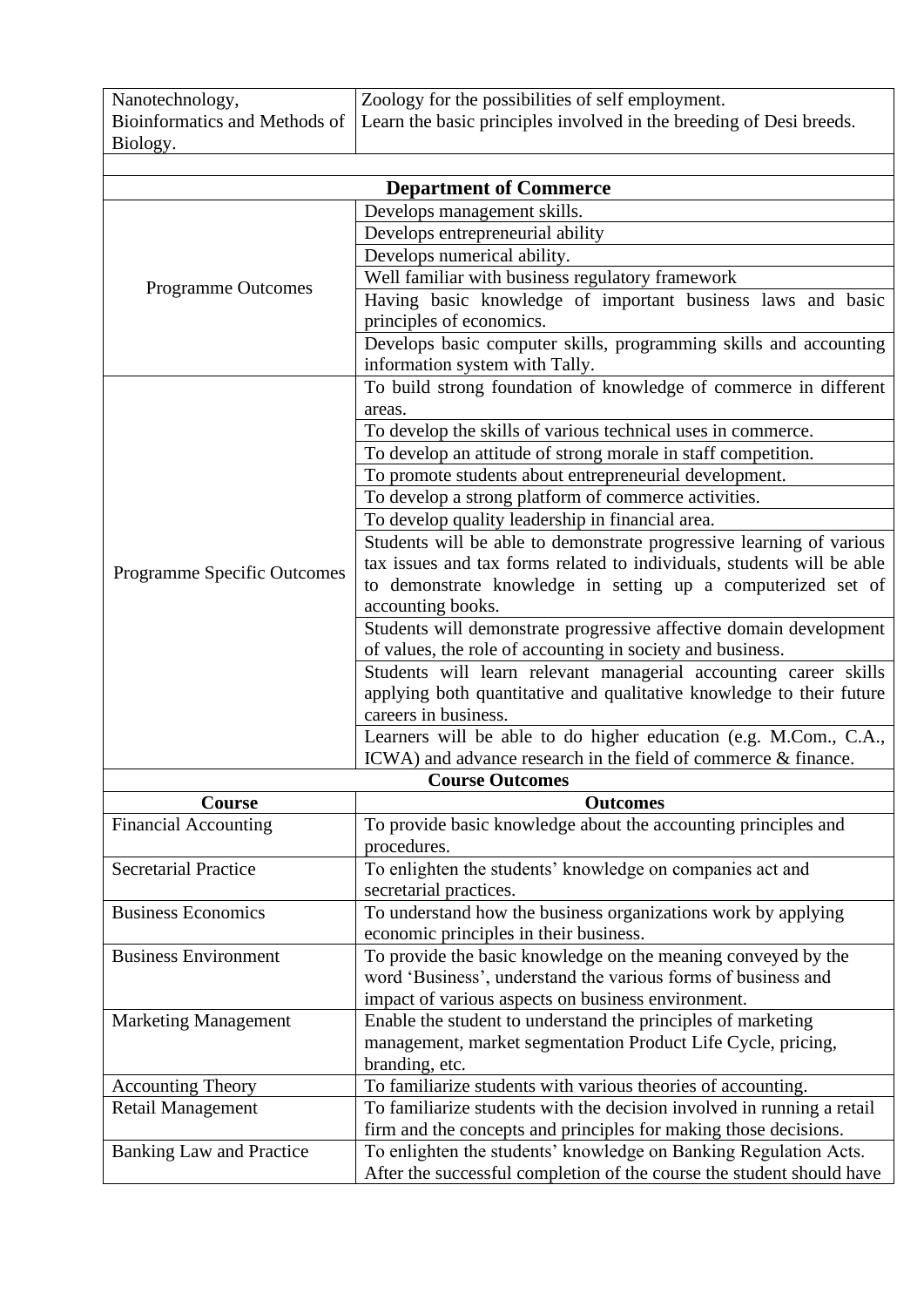| | |
|---|---|
| Nanotechnology, Bioinformatics and Methods of Biology. | Zoology for the possibilities of self employment. Learn the basic principles involved in the breeding of Desi breeds. |

## Department of Commerce

| | |
|---|---|
| Programme Outcomes | Develops management skills. |
| | Develops entrepreneurial ability |
| | Develops numerical ability. |
| | Well familiar with business regulatory framework |
| | Having basic knowledge of important business laws and basic principles of economics. |
| | Develops basic computer skills, programming skills and accounting information system with Tally. |
| Programme Specific Outcomes | To build strong foundation of knowledge of commerce in different areas. |
| | To develop the skills of various technical uses in commerce. |
| | To develop an attitude of strong morale in staff competition. |
| | To promote students about entrepreneurial development. |
| | To develop a strong platform of commerce activities. |
| | To develop quality leadership in financial area. |
| | Students will be able to demonstrate progressive learning of various tax issues and tax forms related to individuals, students will be able to demonstrate knowledge in setting up a computerized set of accounting books. |
| | Students will demonstrate progressive affective domain development of values, the role of accounting in society and business. |
| | Students will learn relevant managerial accounting career skills applying both quantitative and qualitative knowledge to their future careers in business. |
| | Learners will be able to do higher education (e.g. M.Com., C.A., ICWA) and advance research in the field of commerce & finance. |

### Course Outcomes

| Course | Outcomes |
|---|---|
| Financial Accounting | To provide basic knowledge about the accounting principles and procedures. |
| Secretarial Practice | To enlighten the students' knowledge on companies act and secretarial practices. |
| Business Economics | To understand how the business organizations work by applying economic principles in their business. |
| Business Environment | To provide the basic knowledge on the meaning conveyed by the word 'Business', understand the various forms of business and impact of various aspects on business environment. |
| Marketing Management | Enable the student to understand the principles of marketing management, market segmentation Product Life Cycle, pricing, branding, etc. |
| Accounting Theory | To familiarize students with various theories of accounting. |
| Retail Management | To familiarize students with the decision involved in running a retail firm and the concepts and principles for making those decisions. |
| Banking Law and Practice | To enlighten the students' knowledge on Banking Regulation Acts. After the successful completion of the course the student should have |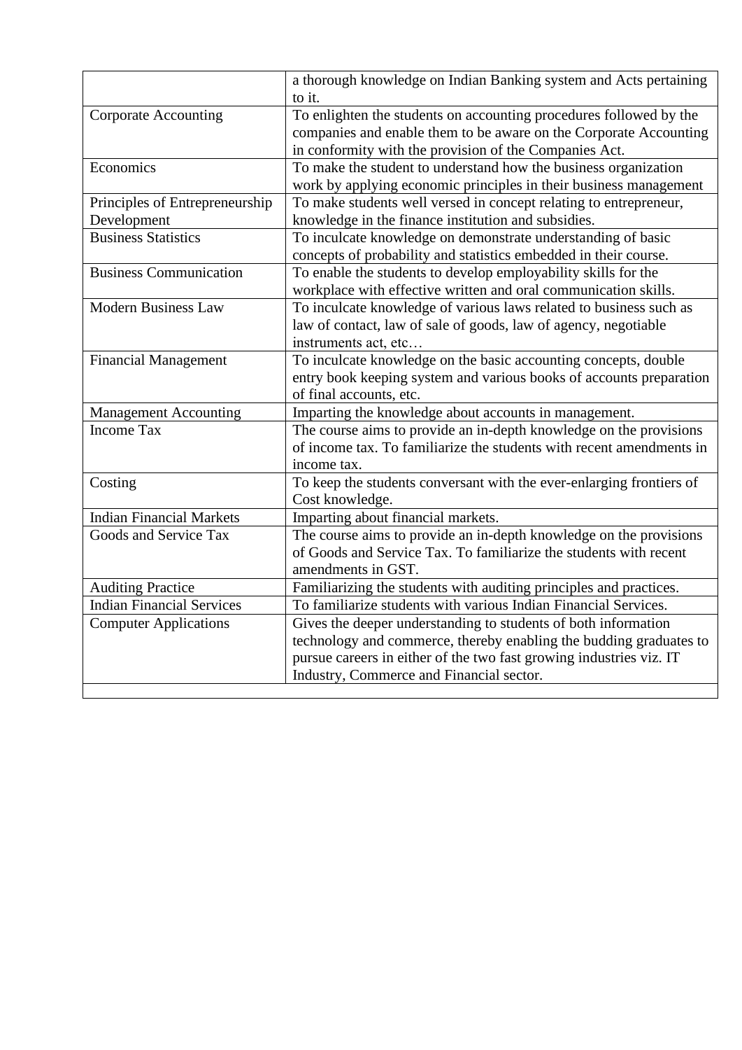| | |
|---|---|
| | a thorough knowledge on Indian Banking system and Acts pertaining to it. |
| Corporate Accounting | To enlighten the students on accounting procedures followed by the companies and enable them to be aware on the Corporate Accounting in conformity with the provision of the Companies Act. |
| Economics | To make the student to understand how the business organization work by applying economic principles in their business management |
| Principles of Entrepreneurship Development | To make students well versed in concept relating to entrepreneur, knowledge in the finance institution and subsidies. |
| Business Statistics | To inculcate knowledge on demonstrate understanding of basic concepts of probability and statistics embedded in their course. |
| Business Communication | To enable the students to develop employability skills for the workplace with effective written and oral communication skills. |
| Modern Business Law | To inculcate knowledge of various laws related to business such as law of contact, law of sale of goods, law of agency, negotiable instruments act, etc… |
| Financial Management | To inculcate knowledge on the basic accounting concepts, double entry book keeping system and various books of accounts preparation of final accounts, etc. |
| Management Accounting | Imparting the knowledge about accounts in management. |
| Income Tax | The course aims to provide an in-depth knowledge on the provisions of income tax. To familiarize the students with recent amendments in income tax. |
| Costing | To keep the students conversant with the ever-enlarging frontiers of Cost knowledge. |
| Indian Financial Markets | Imparting about financial markets. |
| Goods and Service Tax | The course aims to provide an in-depth knowledge on the provisions of Goods and Service Tax. To familiarize the students with recent amendments in GST. |
| Auditing Practice | Familiarizing the students with auditing principles and practices. |
| Indian Financial Services | To familiarize students with various Indian Financial Services. |
| Computer Applications | Gives the deeper understanding to students of both information technology and commerce, thereby enabling the budding graduates to pursue careers in either of the two fast growing industries viz. IT Industry, Commerce and Financial sector. |
| | |